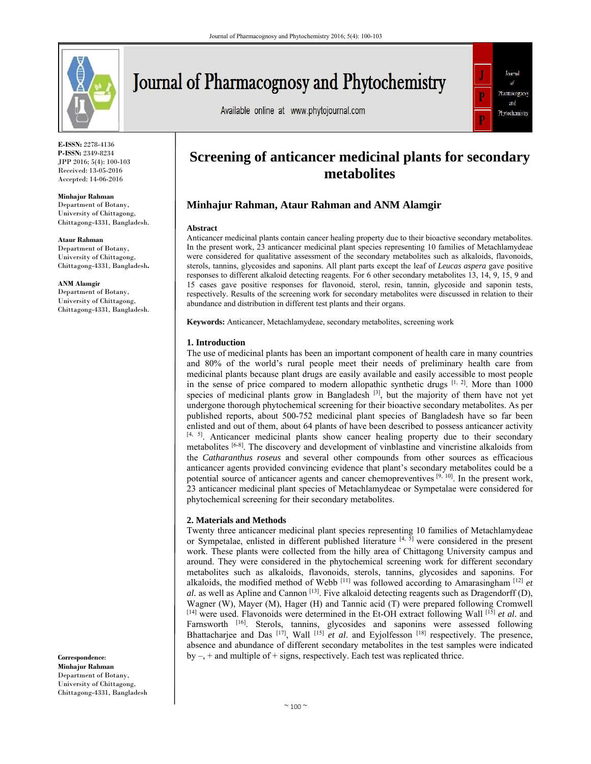E-ISSN: 2278-4136
P-ISSN: 2349-8234
JPP 2016; 5(4): 100-103
Received: 13-05-2016
Accepted: 14-06-2016

**Minhajur Rahman**
Department of Botany,
University of Chittagong,
Chittagong-4331, Bangladesh.

**Ataur Rahman**
Department of Botany,
University of Chittagong,
Chittagong-4331, Bangladesh.

**ANM Alamgir**
Department of Botany,
University of Chittagong,
Chittagong-4331, Bangladesh.

**Correspondence**:
**Minhajur Rahman**
Department of Botany,
University of Chittagong,
Chittagong-4331, Bangladesh

# Screening of anticancer medicinal plants for secondary metabolites

**Minhajur Rahman, Ataur Rahman and ANM Alamgir**

## Abstract

Anticancer medicinal plants contain cancer healing property due to their bioactive secondary metabolites. In the present work, 23 anticancer medicinal plant species representing 10 families of Metachlamydeae were considered for qualitative assessment of the secondary metabolites such as alkaloids, flavonoids, sterols, tannins, glycosides and saponins. All plant parts except the leaf of *Leucas aspera* gave positive responses to different alkaloid detecting reagents. For 6 other secondary metabolites 13, 14, 9, 15, 9 and 15 cases gave positive responses for flavonoid, sterol, resin, tannin, glycoside and saponin tests, respectively. Results of the screening work for secondary metabolites were discussed in relation to their abundance and distribution in different test plants and their organs.

**Keywords:** Anticancer, Metachlamydeae, secondary metabolites, screening work

## 1. Introduction

The use of medicinal plants has been an important component of health care in many countries and 80% of the world's rural people meet their needs of preliminary health care from medicinal plants because plant drugs are easily available and easily accessible to most people in the sense of price compared to modern allopathic synthetic drugs [1, 2]. More than 1000 species of medicinal plants grow in Bangladesh [3], but the majority of them have not yet undergone thorough phytochemical screening for their bioactive secondary metabolites. As per published reports, about 500-752 medicinal plant species of Bangladesh have so far been enlisted and out of them, about 64 plants of have been described to possess anticancer activity [4, 5]. Anticancer medicinal plants show cancer healing property due to their secondary metabolites [6-8]. The discovery and development of vinblastine and vincristine alkaloids from the *Catharanthus roseus* and several other compounds from other sources as efficacious anticancer agents provided convincing evidence that plant's secondary metabolites could be a potential source of anticancer agents and cancer chemopreventives [9, 10]. In the present work, 23 anticancer medicinal plant species of Metachlamydeae or Sympetalae were considered for phytochemical screening for their secondary metabolites.

## 2. Materials and Methods

Twenty three anticancer medicinal plant species representing 10 families of Metachlamydeae or Sympetalae, enlisted in different published literature [4, 5] were considered in the present work. These plants were collected from the hilly area of Chittagong University campus and around. They were considered in the phytochemical screening work for different secondary metabolites such as alkaloids, flavonoids, sterols, tannins, glycosides and saponins. For alkaloids, the modified method of Webb [11] was followed according to Amarasingham [12] *et al.* as well as Apline and Cannon [13]. Five alkaloid detecting reagents such as Dragendorff (D), Wagner (W), Mayer (M), Hager (H) and Tannic acid (T) were prepared following Cromwell [14] were used. Flavonoids were determined in the Et-OH extract following Wall [15] *et al.* and Farnsworth [16]. Sterols, tannins, glycosides and saponins were assessed following Bhattacharjee and Das [17], Wall [15] *et al*. and Eyjolfesson [18] respectively. The presence, absence and abundance of different secondary metabolites in the test samples were indicated by –, + and multiple of + signs, respectively. Each test was replicated thrice.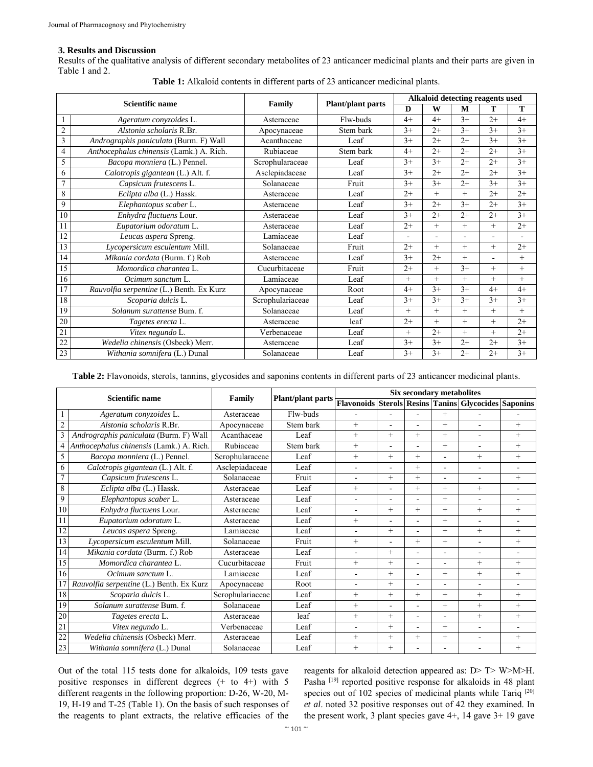## 3. Results and Discussion

Results of the qualitative analysis of different secondary metabolites of 23 anticancer medicinal plants and their parts are given in Table 1 and 2.

**Table 1:** Alkaloid contents in different parts of 23 anticancer medicinal plants.

| | Scientific name | Family | Plant/plant parts | Alkaloid detecting reagents used | | | | |
|---|---|---|---|---|---|---|---|---|
| | | | | D | W | M | T | T |
| 1 | *Ageratum conyzoides* L. | Asteraceae | Flw-buds | 4+ | 4+ | 3+ | 2+ | 4+ |
| 2 | *Alstonia scholaris* R.Br. | Apocynaceae | Stem bark | 3+ | 2+ | 3+ | 3+ | 3+ |
| 3 | *Andrographis paniculata* (Burm. F) Wall | Acanthaceae | Leaf | 3+ | 2+ | 2+ | 3+ | 3+ |
| 4 | *Anthocephalus chinensis* (Lamk.) A. Rich. | Rubiaceae | Stem bark | 4+ | 2+ | 2+ | 2+ | 3+ |
| 5 | *Bacopa monniera* (L.) Pennel. | Scrophularaceae | Leaf | 3+ | 3+ | 2+ | 2+ | 3+ |
| 6 | *Calotropis gigantean* (L.) Alt. f. | Asclepiadaceae | Leaf | 3+ | 2+ | 2+ | 2+ | 3+ |
| 7 | *Capsicum frutescens* L. | Solanaceae | Fruit | 3+ | 3+ | 2+ | 3+ | 3+ |
| 8 | *Eclipta alba* (L.) Hassk. | Asteraceae | Leaf | 2+ | + | + | 2+ | 2+ |
| 9 | *Elephantopus scaber* L. | Asteraceae | Leaf | 3+ | 2+ | 3+ | 2+ | 3+ |
| 10 | *Enhydra fluctuens* Lour. | Asteraceae | Leaf | 3+ | 2+ | 2+ | 2+ | 3+ |
| 11 | *Eupatorium odoratum* L. | Asteraceae | Leaf | 2+ | + | + | + | 2+ |
| 12 | *Leucas aspera* Spreng. | Lamiaceae | Leaf | - | - | - | - | - |
| 13 | *Lycopersicum esculentum* Mill. | Solanaceae | Fruit | 2+ | + | + | + | 2+ |
| 14 | *Mikania cordata* (Burm. f.) Rob | Asteraceae | Leaf | 3+ | 2+ | + | - | + |
| 15 | *Momordica charantea* L. | Cucurbitaceae | Fruit | 2+ | + | 3+ | + | + |
| 16 | *Ocimum sanctum* L. | Lamiaceae | Leaf | + | + | + | + | + |
| 17 | *Rauvolfia serpentine* (L.) Benth. Ex Kurz | Apocynaceae | Root | 4+ | 3+ | 3+ | 4+ | 4+ |
| 18 | *Scoparia dulcis* L. | Scrophulariaceae | Leaf | 3+ | 3+ | 3+ | 3+ | 3+ |
| 19 | *Solanum surattense* Bum. f. | Solanaceae | Leaf | + | + | + | + | + |
| 20 | *Tagetes erecta* L. | Asteraceae | leaf | 2+ | + | + | + | 2+ |
| 21 | *Vitex negundo* L. | Verbenaceae | Leaf | + | 2+ | + | + | 2+ |
| 22 | *Wedelia chinensis* (Osbeck) Merr. | Asteraceae | Leaf | 3+ | 3+ | 2+ | 2+ | 3+ |
| 23 | *Withania somnifera* (L.) Dunal | Solanaceae | Leaf | 3+ | 3+ | 2+ | 2+ | 3+ |

**Table 2:** Flavonoids, sterols, tannins, glycosides and saponins contents in different parts of 23 anticancer medicinal plants.

| | Scientific name | Family | Plant/plant parts | Six secondary metabolites | | | | | |
|---|---|---|---|---|---|---|---|---|---|
| | | | | Flavonoids | Sterols | Resins | Tanins | Glycocides | Saponins |
| 1 | *Ageratum conyzoides* L. | Asteraceae | Flw-buds | - | - | - | + | - | - |
| 2 | *Alstonia scholaris* R.Br. | Apocynaceae | Stem bark | + | - | - | + | - | + |
| 3 | *Andrographis paniculata* (Burm. F) Wall | Acanthaceae | Leaf | + | + | + | + | - | + |
| 4 | *Anthocephalus chinensis* (Lamk.) A. Rich. | Rubiaceae | Stem bark | + | - | - | + | - | + |
| 5 | *Bacopa monniera* (L.) Pennel. | Scrophularaceae | Leaf | + | + | + | - | + | + |
| 6 | *Calotropis gigantean* (L.) Alt. f. | Asclepiadaceae | Leaf | - | - | + | - | - | - |
| 7 | *Capsicum frutescens* L. | Solanaceae | Fruit | - | + | + | - | - | + |
| 8 | *Eclipta alba* (L.) Hassk. | Asteraceae | Leaf | + | - | + | + | + | - |
| 9 | *Elephantopus scaber* L. | Asteraceae | Leaf | - | - | - | + | - | - |
| 10 | *Enhydra fluctuens* Lour. | Asteraceae | Leaf | - | + | + | + | + | + |
| 11 | *Eupatorium odoratum* L. | Asteraceae | Leaf | + | - | - | + | - | - |
| 12 | *Leucas aspera* Spreng. | Lamiaceae | Leaf | - | + | - | + | + | + |
| 13 | *Lycopersicum esculentum* Mill. | Solanaceae | Fruit | + | - | + | + | - | + |
| 14 | *Mikania cordata* (Burm. f.) Rob | Asteraceae | Leaf | - | + | - | - | - | - |
| 15 | *Momordica charantea* L. | Cucurbitaceae | Fruit | + | + | - | - | + | + |
| 16 | *Ocimum sanctum* L. | Lamiaceae | Leaf | - | + | - | + | + | + |
| 17 | *Rauvolfia serpentine* (L.) Benth. Ex Kurz | Apocynaceae | Root | - | + | - | - | - | - |
| 18 | *Scoparia dulcis* L. | Scrophulariaceae | Leaf | + | + | + | + | + | + |
| 19 | *Solanum surattense* Bum. f. | Solanaceae | Leaf | + | - | - | + | + | + |
| 20 | *Tagetes erecta* L. | Asteraceae | leaf | + | + | - | - | + | + |
| 21 | *Vitex negundo* L. | Verbenaceae | Leaf | - | + | - | + | - | - |
| 22 | *Wedelia chinensis* (Osbeck) Merr. | Asteraceae | Leaf | + | + | + | + | - | + |
| 23 | *Withania somnifera* (L.) Dunal | Solanaceae | Leaf | + | + | - | - | - | + |

Out of the total 115 tests done for alkaloids, 109 tests gave positive responses in different degrees (+ to 4+) with 5 different reagents in the following proportion: D-26, W-20, M-19, H-19 and T-25 (Table 1). On the basis of such responses of the reagents to plant extracts, the relative efficacies of the reagents for alkaloid detection appeared as: D> T> W>M>H. Pasha [19] reported positive response for alkaloids in 48 plant species out of 102 species of medicinal plants while Tariq [20] *et al*. noted 32 positive responses out of 42 they examined. In the present work, 3 plant species gave 4+, 14 gave 3+ 19 gave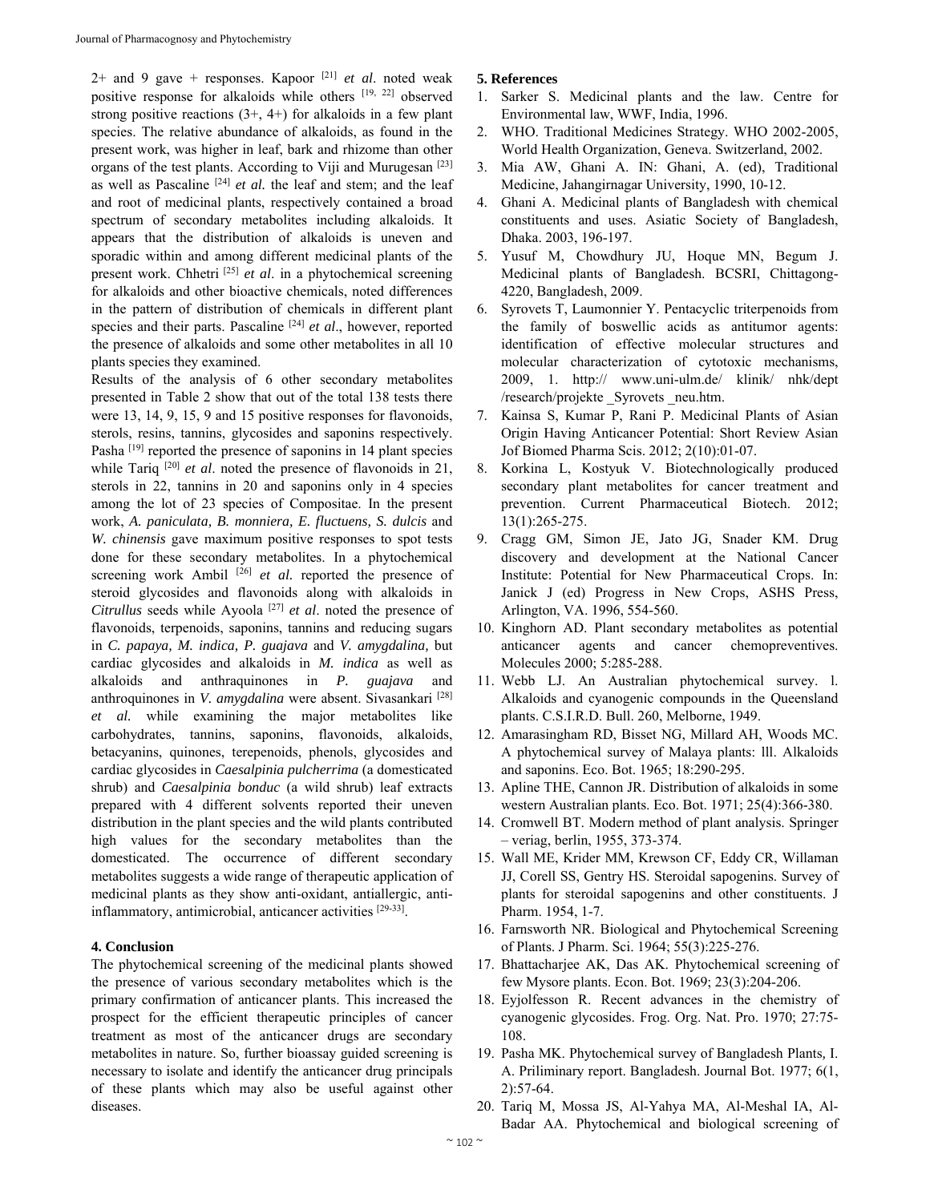2+ and 9 gave + responses. Kapoor [21] *et al*. noted weak positive response for alkaloids while others [19, 22] observed strong positive reactions (3+, 4+) for alkaloids in a few plant species. The relative abundance of alkaloids, as found in the present work, was higher in leaf, bark and rhizome than other organs of the test plants. According to Viji and Murugesan [23] as well as Pascaline [24] *et al.* the leaf and stem; and the leaf and root of medicinal plants, respectively contained a broad spectrum of secondary metabolites including alkaloids. It appears that the distribution of alkaloids is uneven and sporadic within and among different medicinal plants of the present work. Chhetri [25] *et al*. in a phytochemical screening for alkaloids and other bioactive chemicals, noted differences in the pattern of distribution of chemicals in different plant species and their parts. Pascaline [24] *et al*., however, reported the presence of alkaloids and some other metabolites in all 10 plants species they examined.

Results of the analysis of 6 other secondary metabolites presented in Table 2 show that out of the total 138 tests there were 13, 14, 9, 15, 9 and 15 positive responses for flavonoids, sterols, resins, tannins, glycosides and saponins respectively. Pasha [19] reported the presence of saponins in 14 plant species while Tariq [20] *et al*. noted the presence of flavonoids in 21, sterols in 22, tannins in 20 and saponins only in 4 species among the lot of 23 species of Compositae. In the present work, *A. paniculata, B. monniera, E. fluctuens, S. dulcis* and *W. chinensis* gave maximum positive responses to spot tests done for these secondary metabolites. In a phytochemical screening work Ambil [26] *et al.* reported the presence of steroid glycosides and flavonoids along with alkaloids in *Citrullus* seeds while Ayoola [27] *et al*. noted the presence of flavonoids, terpenoids, saponins, tannins and reducing sugars in *C. papaya, M. indica, P. guajava* and *V. amygdalina,* but cardiac glycosides and alkaloids in *M. indica* as well as alkaloids and anthraquinones in *P. guajava* and anthroquinones in *V. amygdalina* were absent. Sivasankari [28] *et al.* while examining the major metabolites like carbohydrates, tannins, saponins, flavonoids, alkaloids, betacyanins, quinones, terepenoids, phenols, glycosides and cardiac glycosides in *Caesalpinia pulcherrima* (a domesticated shrub) and *Caesalpinia bonduc* (a wild shrub) leaf extracts prepared with 4 different solvents reported their uneven distribution in the plant species and the wild plants contributed high values for the secondary metabolites than the domesticated. The occurrence of different secondary metabolites suggests a wide range of therapeutic application of medicinal plants as they show anti-oxidant, antiallergic, anti-inflammatory, antimicrobial, anticancer activities [29-33].

## 4. Conclusion

The phytochemical screening of the medicinal plants showed the presence of various secondary metabolites which is the primary confirmation of anticancer plants. This increased the prospect for the efficient therapeutic principles of cancer treatment as most of the anticancer drugs are secondary metabolites in nature. So, further bioassay guided screening is necessary to isolate and identify the anticancer drug principals of these plants which may also be useful against other diseases.

## 5. References

1. Sarker S. Medicinal plants and the law. Centre for Environmental law, WWF, India, 1996.
2. WHO. Traditional Medicines Strategy. WHO 2002-2005, World Health Organization, Geneva. Switzerland, 2002.
3. Mia AW, Ghani A. IN: Ghani, A. (ed), Traditional Medicine, Jahangirnagar University, 1990, 10-12.
4. Ghani A. Medicinal plants of Bangladesh with chemical constituents and uses. Asiatic Society of Bangladesh, Dhaka. 2003, 196-197.
5. Yusuf M, Chowdhury JU, Hoque MN, Begum J. Medicinal plants of Bangladesh. BCSRI, Chittagong-4220, Bangladesh, 2009.
6. Syrovets T, Laumonnier Y. Pentacyclic triterpenoids from the family of boswellic acids as antitumor agents: identification of effective molecular structures and molecular characterization of cytotoxic mechanisms, 2009, 1. http:// www.uni-ulm.de/ klinik/ nhk/dept /research/projekte _Syrovets _neu.htm.
7. Kainsa S, Kumar P, Rani P. Medicinal Plants of Asian Origin Having Anticancer Potential: Short Review Asian Jof Biomed Pharma Scis. 2012; 2(10):01-07.
8. Korkina L, Kostyuk V. Biotechnologically produced secondary plant metabolites for cancer treatment and prevention. Current Pharmaceutical Biotech. 2012; 13(1):265-275.
9. Cragg GM, Simon JE, Jato JG, Snader KM. Drug discovery and development at the National Cancer Institute: Potential for New Pharmaceutical Crops. In: Janick J (ed) Progress in New Crops, ASHS Press, Arlington, VA. 1996, 554-560.
10. Kinghorn AD. Plant secondary metabolites as potential anticancer agents and cancer chemopreventives. Molecules 2000; 5:285-288.
11. Webb LJ. An Australian phytochemical survey. l. Alkaloids and cyanogenic compounds in the Queensland plants. C.S.I.R.D. Bull. 260, Melborne, 1949.
12. Amarasingham RD, Bisset NG, Millard AH, Woods MC. A phytochemical survey of Malaya plants: lll. Alkaloids and saponins. Eco. Bot. 1965; 18:290-295.
13. Apline THE, Cannon JR. Distribution of alkaloids in some western Australian plants. Eco. Bot. 1971; 25(4):366-380.
14. Cromwell BT. Modern method of plant analysis. Springer – veriag, berlin, 1955, 373-374.
15. Wall ME, Krider MM, Krewson CF, Eddy CR, Willaman JJ, Corell SS, Gentry HS. Steroidal sapogenins. Survey of plants for steroidal sapogenins and other constituents. J Pharm. 1954, 1-7.
16. Farnsworth NR. Biological and Phytochemical Screening of Plants. J Pharm. Sci. 1964; 55(3):225-276.
17. Bhattacharjee AK, Das AK. Phytochemical screening of few Mysore plants. Econ. Bot. 1969; 23(3):204-206.
18. Eyjolfesson R. Recent advances in the chemistry of cyanogenic glycosides. Frog. Org. Nat. Pro. 1970; 27:75-108.
19. Pasha MK. Phytochemical survey of Bangladesh Plants, I. A. Priliminary report. Bangladesh. Journal Bot. 1977; 6(1, 2):57-64.
20. Tariq M, Mossa JS, Al-Yahya MA, Al-Meshal IA, Al-Badar AA. Phytochemical and biological screening of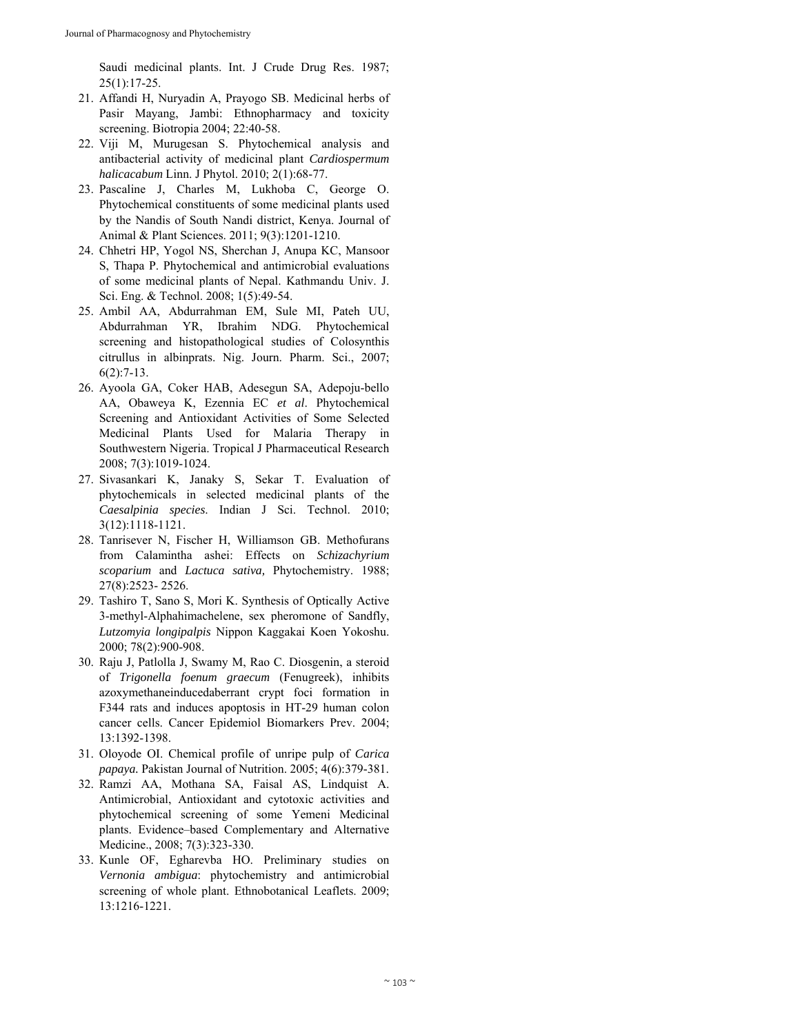Saudi medicinal plants. Int. J Crude Drug Res. 1987; 25(1):17-25.

21. Affandi H, Nuryadin A, Prayogo SB. Medicinal herbs of Pasir Mayang, Jambi: Ethnopharmacy and toxicity screening. Biotropia 2004; 22:40-58.
22. Viji M, Murugesan S. Phytochemical analysis and antibacterial activity of medicinal plant *Cardiospermum halicacabum* Linn. J Phytol. 2010; 2(1):68-77.
23. Pascaline J, Charles M, Lukhoba C, George O. Phytochemical constituents of some medicinal plants used by the Nandis of South Nandi district, Kenya. Journal of Animal & Plant Sciences. 2011; 9(3):1201-1210.
24. Chhetri HP, Yogol NS, Sherchan J, Anupa KC, Mansoor S, Thapa P. Phytochemical and antimicrobial evaluations of some medicinal plants of Nepal. Kathmandu Univ. J. Sci. Eng. & Technol. 2008; 1(5):49-54.
25. Ambil AA, Abdurrahman EM, Sule MI, Pateh UU, Abdurrahman YR, Ibrahim NDG. Phytochemical screening and histopathological studies of Colosynthis citrullus in albinprats. Nig. Journ. Pharm. Sci., 2007; 6(2):7-13.
26. Ayoola GA, Coker HAB, Adesegun SA, Adepoju-bello AA, Obaweya K, Ezennia EC *et al*. Phytochemical Screening and Antioxidant Activities of Some Selected Medicinal Plants Used for Malaria Therapy in Southwestern Nigeria. Tropical J Pharmaceutical Research 2008; 7(3):1019-1024.
27. Sivasankari K, Janaky S, Sekar T. Evaluation of phytochemicals in selected medicinal plants of the *Caesalpinia species*. Indian J Sci. Technol. 2010; 3(12):1118-1121.
28. Tanrisever N, Fischer H, Williamson GB. Methofurans from Calamintha ashei: Effects on *Schizachyrium scoparium* and *Lactuca sativa,* Phytochemistry. 1988; 27(8):2523- 2526.
29. Tashiro T, Sano S, Mori K. Synthesis of Optically Active 3-methyl-Alphahimachelene, sex pheromone of Sandfly, *Lutzomyia longipalpis* Nippon Kaggakai Koen Yokoshu. 2000; 78(2):900-908.
30. Raju J, Patlolla J, Swamy M, Rao C. Diosgenin, a steroid of *Trigonella foenum graecum* (Fenugreek), inhibits azoxymethaneinducedaberrant crypt foci formation in F344 rats and induces apoptosis in HT-29 human colon cancer cells. Cancer Epidemiol Biomarkers Prev. 2004; 13:1392-1398.
31. Oloyode OI. Chemical profile of unripe pulp of *Carica papaya.* Pakistan Journal of Nutrition. 2005; 4(6):379-381.
32. Ramzi AA, Mothana SA, Faisal AS, Lindquist A. Antimicrobial, Antioxidant and cytotoxic activities and phytochemical screening of some Yemeni Medicinal plants. Evidence–based Complementary and Alternative Medicine., 2008; 7(3):323-330.
33. Kunle OF, Egharevba HO. Preliminary studies on *Vernonia ambigua*: phytochemistry and antimicrobial screening of whole plant. Ethnobotanical Leaflets. 2009; 13:1216-1221.